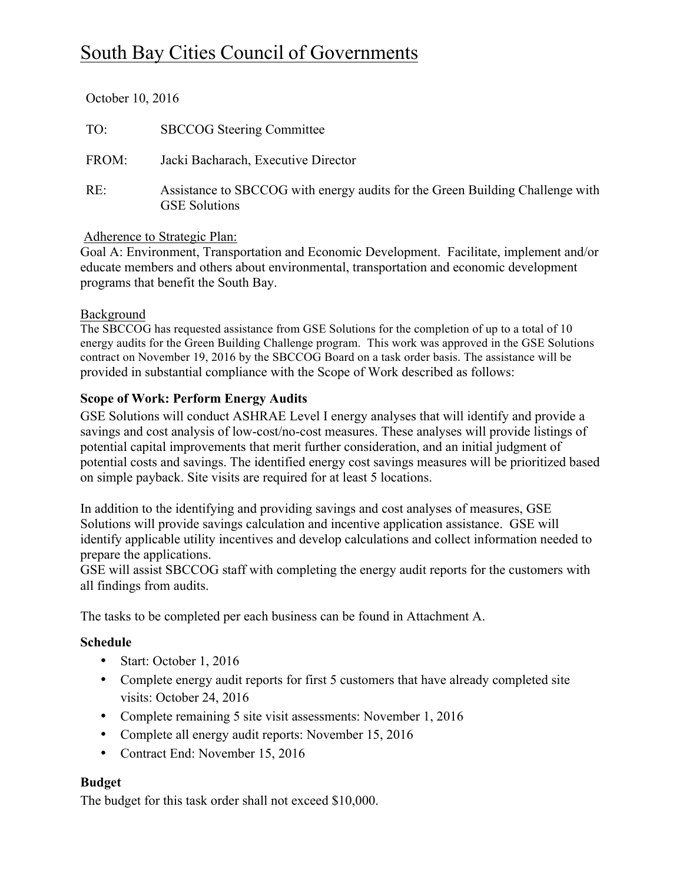# South Bay Cities Council of Governments

October 10, 2016

TO: SBCCOG Steering Committee

FROM: Jacki Bacharach, Executive Director

RE: Assistance to SBCCOG with energy audits for the Green Building Challenge with GSE Solutions

Adherence to Strategic Plan:

Goal A: Environment, Transportation and Economic Development. Facilitate, implement and/or educate members and others about environmental, transportation and economic development programs that benefit the South Bay.

Background

The SBCCOG has requested assistance from GSE Solutions for the completion of up to a total of 10 energy audits for the Green Building Challenge program. This work was approved in the GSE Solutions contract on November 19, 2016 by the SBCCOG Board on a task order basis. The assistance will be provided in substantial compliance with the Scope of Work described as follows:

**Scope of Work: Perform Energy Audits**

GSE Solutions will conduct ASHRAE Level I energy analyses that will identify and provide a savings and cost analysis of low-cost/no-cost measures. These analyses will provide listings of potential capital improvements that merit further consideration, and an initial judgment of potential costs and savings. The identified energy cost savings measures will be prioritized based on simple payback. Site visits are required for at least 5 locations.

In addition to the identifying and providing savings and cost analyses of measures, GSE Solutions will provide savings calculation and incentive application assistance. GSE will identify applicable utility incentives and develop calculations and collect information needed to prepare the applications.

GSE will assist SBCCOG staff with completing the energy audit reports for the customers with all findings from audits.

The tasks to be completed per each business can be found in Attachment A.

**Schedule**

- Start: October 1, 2016
- Complete energy audit reports for first 5 customers that have already completed site visits: October 24, 2016
- Complete remaining 5 site visit assessments: November 1, 2016
- Complete all energy audit reports: November 15, 2016
- Contract End: November 15, 2016

**Budget**

The budget for this task order shall not exceed $10,000.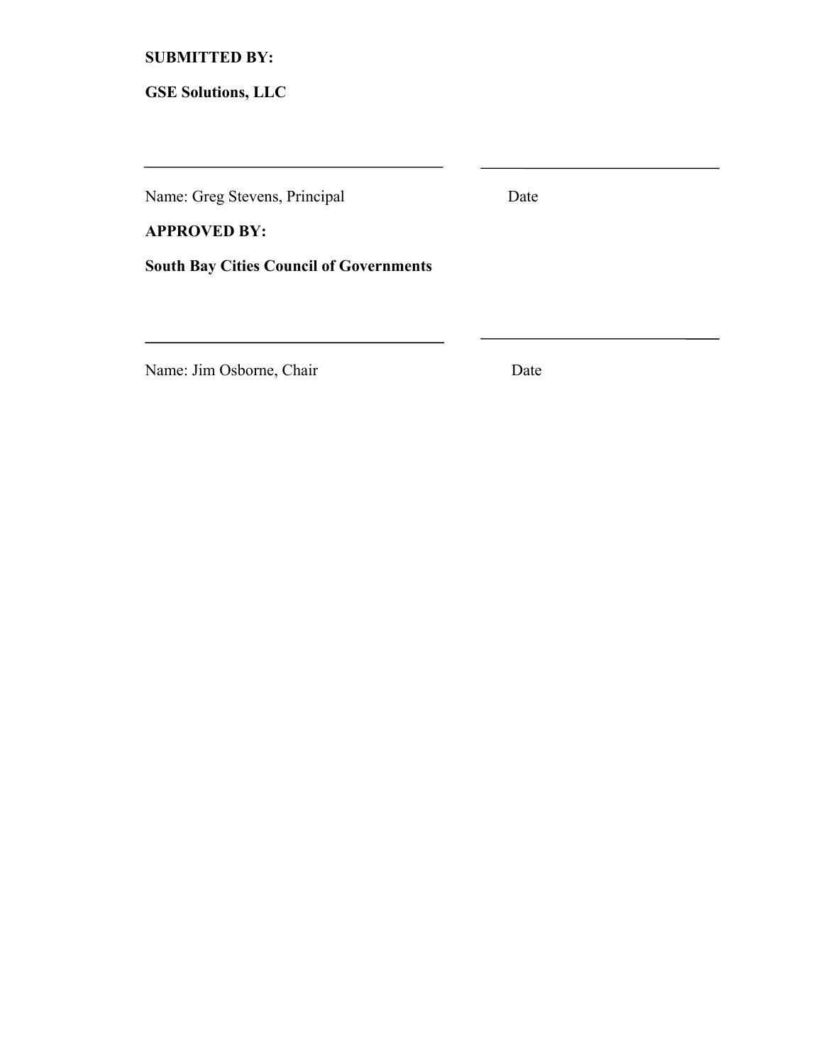**SUBMITTED BY:**

**GSE Solutions, LLC**

\_\_\_\_\_\_\_\_\_\_\_\_\_\_\_\_\_\_\_\_\_\_\_\_\_\_\_\_\_\_\_\_\_\_\_\_ \_\_\_\_\_\_\_\_\_\_\_\_\_\_\_\_\_\_\_\_\_\_\_\_\_\_\_\_\_\_

Name: Greg Stevens, Principal Date

**APPROVED BY:**

**South Bay Cities Council of Governments**

\_\_\_\_\_\_\_\_\_\_\_\_\_\_\_\_\_\_\_\_\_\_\_\_\_\_\_\_\_\_\_\_\_\_\_\_ \_\_\_\_\_\_\_\_\_\_\_\_\_\_\_\_\_\_\_\_\_\_\_\_\_\_\_\_\_\_

Name: Jim Osborne, Chair Date